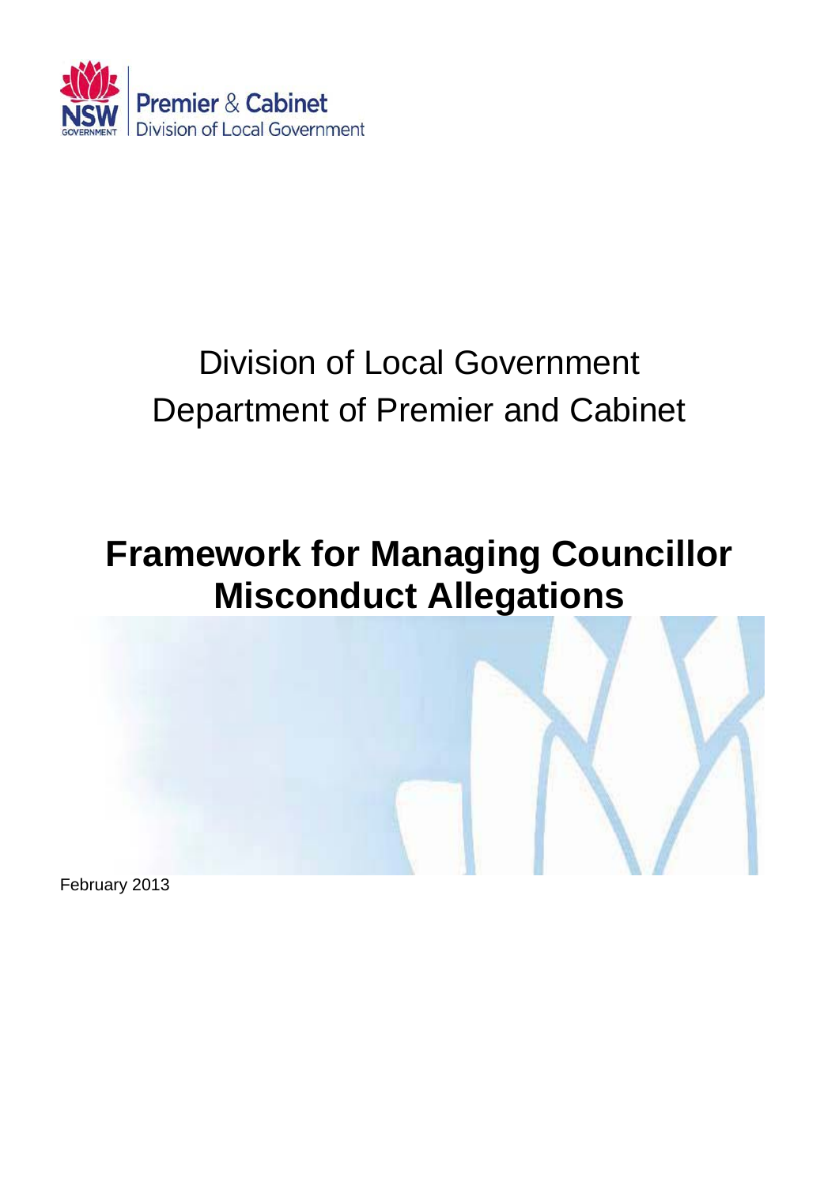Premier & Cabinet
Division of Local Government

Division of Local Government
Department of Premier and Cabinet

# Framework for Managing Councillor Misconduct Allegations

February 2013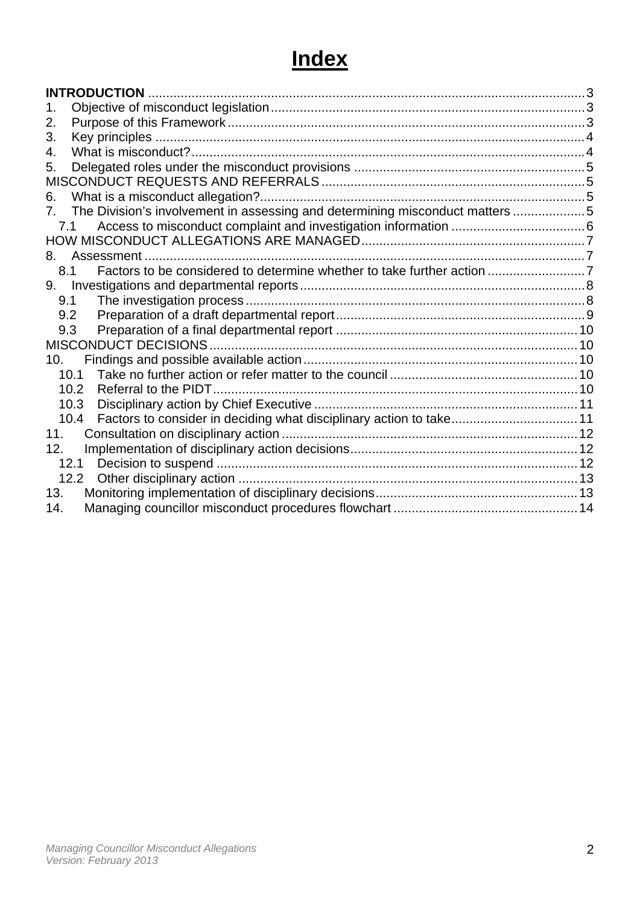# Index

**INTRODUCTION** ........................................................................................................ 3
1. Objective of misconduct legislation ....................................................................... 3
2. Purpose of this Framework .................................................................................... 3
3. Key principles ........................................................................................................ 4
4. What is misconduct? .............................................................................................. 4
5. Delegated roles under the misconduct provisions ................................................. 5

MISCONDUCT REQUESTS AND REFERRALS .......................................................... 5
6. What is a misconduct allegation? ........................................................................... 5
7. The Division's involvement in assessing and determining misconduct matters ..................... 5
   - 7.1 Access to misconduct complaint and investigation information ..................................... 6

HOW MISCONDUCT ALLEGATIONS ARE MANAGED ............................................................. 7
8. Assessment ............................................................................................................ 7
   - 8.1 Factors to be considered to determine whether to take further action ........................... 7
9. Investigations and departmental reports ................................................................ 8
   - 9.1 The investigation process ............................................................................................. 8
   - 9.2 Preparation of a draft departmental report .................................................................... 9
   - 9.3 Preparation of a final departmental report .................................................................. 10

MISCONDUCT DECISIONS ...................................................................................... 10
10. Findings and possible available action ............................................................... 10
   - 10.1 Take no further action or refer matter to the council .................................................... 10
   - 10.2 Referral to the PIDT .................................................................................................. 10
   - 10.3 Disciplinary action by Chief Executive ........................................................................ 11
   - 10.4 Factors to consider in deciding what disciplinary action to take ................................... 11
11. Consultation on disciplinary action .................................................................... 12
12. Implementation of disciplinary action decisions ................................................. 12
   - 12.1 Decision to suspend ................................................................................................... 12
   - 12.2 Other disciplinary action ............................................................................................. 13
13. Monitoring implementation of disciplinary decisions .......................................... 13
14. Managing councillor misconduct procedures flowchart ....................................... 14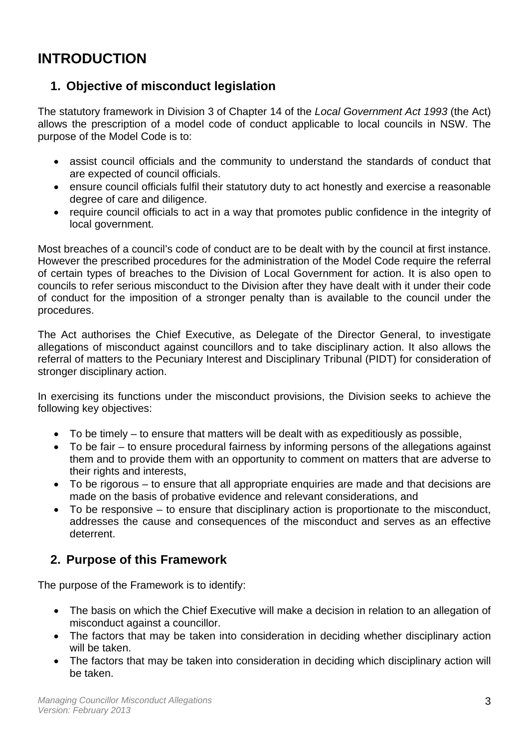# INTRODUCTION

## 1. Objective of misconduct legislation

The statutory framework in Division 3 of Chapter 14 of the *Local Government Act 1993* (the Act) allows the prescription of a model code of conduct applicable to local councils in NSW. The purpose of the Model Code is to:

- assist council officials and the community to understand the standards of conduct that are expected of council officials.
- ensure council officials fulfil their statutory duty to act honestly and exercise a reasonable degree of care and diligence.
- require council officials to act in a way that promotes public confidence in the integrity of local government.

Most breaches of a council's code of conduct are to be dealt with by the council at first instance. However the prescribed procedures for the administration of the Model Code require the referral of certain types of breaches to the Division of Local Government for action. It is also open to councils to refer serious misconduct to the Division after they have dealt with it under their code of conduct for the imposition of a stronger penalty than is available to the council under the procedures.

The Act authorises the Chief Executive, as Delegate of the Director General, to investigate allegations of misconduct against councillors and to take disciplinary action. It also allows the referral of matters to the Pecuniary Interest and Disciplinary Tribunal (PIDT) for consideration of stronger disciplinary action.

In exercising its functions under the misconduct provisions, the Division seeks to achieve the following key objectives:

- To be timely – to ensure that matters will be dealt with as expeditiously as possible,
- To be fair – to ensure procedural fairness by informing persons of the allegations against them and to provide them with an opportunity to comment on matters that are adverse to their rights and interests,
- To be rigorous – to ensure that all appropriate enquiries are made and that decisions are made on the basis of probative evidence and relevant considerations, and
- To be responsive – to ensure that disciplinary action is proportionate to the misconduct, addresses the cause and consequences of the misconduct and serves as an effective deterrent.

## 2. Purpose of this Framework

The purpose of the Framework is to identify:

- The basis on which the Chief Executive will make a decision in relation to an allegation of misconduct against a councillor.
- The factors that may be taken into consideration in deciding whether disciplinary action will be taken.
- The factors that may be taken into consideration in deciding which disciplinary action will be taken.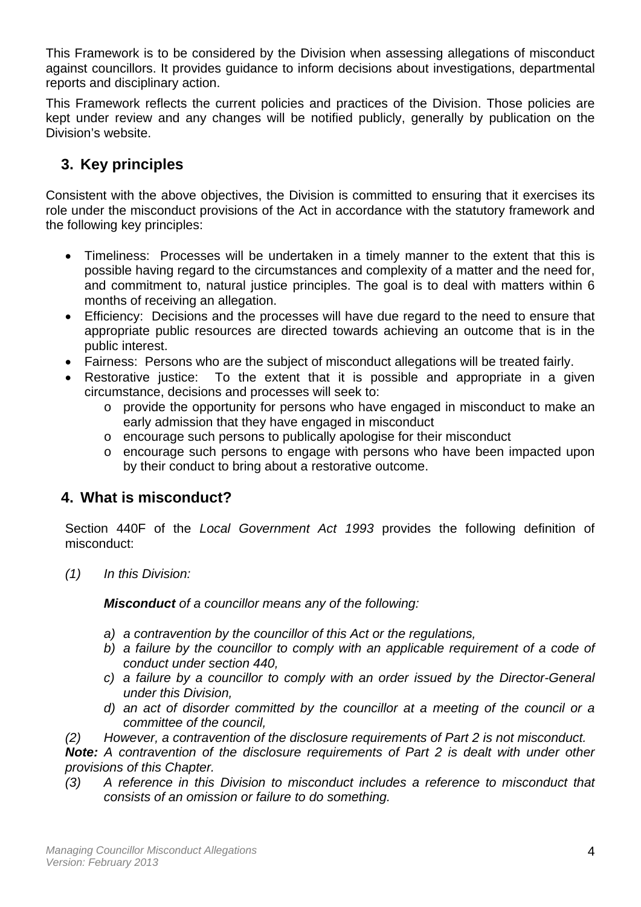This Framework is to be considered by the Division when assessing allegations of misconduct against councillors. It provides guidance to inform decisions about investigations, departmental reports and disciplinary action.

This Framework reflects the current policies and practices of the Division. Those policies are kept under review and any changes will be notified publicly, generally by publication on the Division's website.

## 3. Key principles

Consistent with the above objectives, the Division is committed to ensuring that it exercises its role under the misconduct provisions of the Act in accordance with the statutory framework and the following key principles:

- Timeliness: Processes will be undertaken in a timely manner to the extent that this is possible having regard to the circumstances and complexity of a matter and the need for, and commitment to, natural justice principles. The goal is to deal with matters within 6 months of receiving an allegation.
- Efficiency: Decisions and the processes will have due regard to the need to ensure that appropriate public resources are directed towards achieving an outcome that is in the public interest.
- Fairness: Persons who are the subject of misconduct allegations will be treated fairly.
- Restorative justice: To the extent that it is possible and appropriate in a given circumstance, decisions and processes will seek to:
  - provide the opportunity for persons who have engaged in misconduct to make an early admission that they have engaged in misconduct
  - encourage such persons to publically apologise for their misconduct
  - encourage such persons to engage with persons who have been impacted upon by their conduct to bring about a restorative outcome.

## 4. What is misconduct?

Section 440F of the *Local Government Act 1993* provides the following definition of misconduct:

*(1) In this Division:*

***Misconduct*** *of a councillor means any of the following:*

*a) a contravention by the councillor of this Act or the regulations,*
*b) a failure by the councillor to comply with an applicable requirement of a code of conduct under section 440,*
*c) a failure by a councillor to comply with an order issued by the Director-General under this Division,*
*d) an act of disorder committed by the councillor at a meeting of the council or a committee of the council,*

*(2) However, a contravention of the disclosure requirements of Part 2 is not misconduct.*

***Note:*** *A contravention of the disclosure requirements of Part 2 is dealt with under other provisions of this Chapter.*

*(3) A reference in this Division to misconduct includes a reference to misconduct that consists of an omission or failure to do something.*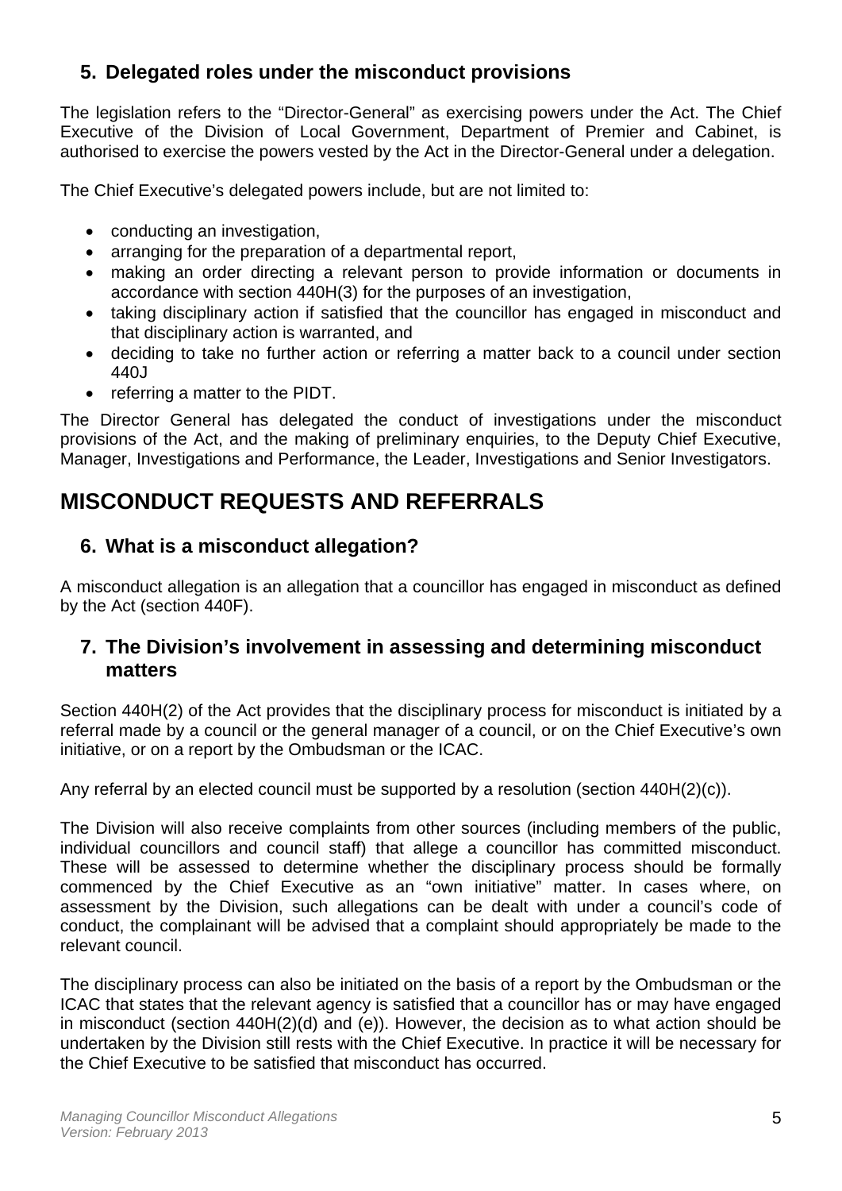## 5. Delegated roles under the misconduct provisions

The legislation refers to the "Director-General" as exercising powers under the Act. The Chief Executive of the Division of Local Government, Department of Premier and Cabinet, is authorised to exercise the powers vested by the Act in the Director-General under a delegation.

The Chief Executive's delegated powers include, but are not limited to:

- conducting an investigation,
- arranging for the preparation of a departmental report,
- making an order directing a relevant person to provide information or documents in accordance with section 440H(3) for the purposes of an investigation,
- taking disciplinary action if satisfied that the councillor has engaged in misconduct and that disciplinary action is warranted, and
- deciding to take no further action or referring a matter back to a council under section 440J
- referring a matter to the PIDT.

The Director General has delegated the conduct of investigations under the misconduct provisions of the Act, and the making of preliminary enquiries, to the Deputy Chief Executive, Manager, Investigations and Performance, the Leader, Investigations and Senior Investigators.

# MISCONDUCT REQUESTS AND REFERRALS

## 6. What is a misconduct allegation?

A misconduct allegation is an allegation that a councillor has engaged in misconduct as defined by the Act (section 440F).

## 7. The Division's involvement in assessing and determining misconduct matters

Section 440H(2) of the Act provides that the disciplinary process for misconduct is initiated by a referral made by a council or the general manager of a council, or on the Chief Executive's own initiative, or on a report by the Ombudsman or the ICAC.

Any referral by an elected council must be supported by a resolution (section 440H(2)(c)).

The Division will also receive complaints from other sources (including members of the public, individual councillors and council staff) that allege a councillor has committed misconduct. These will be assessed to determine whether the disciplinary process should be formally commenced by the Chief Executive as an "own initiative" matter. In cases where, on assessment by the Division, such allegations can be dealt with under a council's code of conduct, the complainant will be advised that a complaint should appropriately be made to the relevant council.

The disciplinary process can also be initiated on the basis of a report by the Ombudsman or the ICAC that states that the relevant agency is satisfied that a councillor has or may have engaged in misconduct (section 440H(2)(d) and (e)). However, the decision as to what action should be undertaken by the Division still rests with the Chief Executive. In practice it will be necessary for the Chief Executive to be satisfied that misconduct has occurred.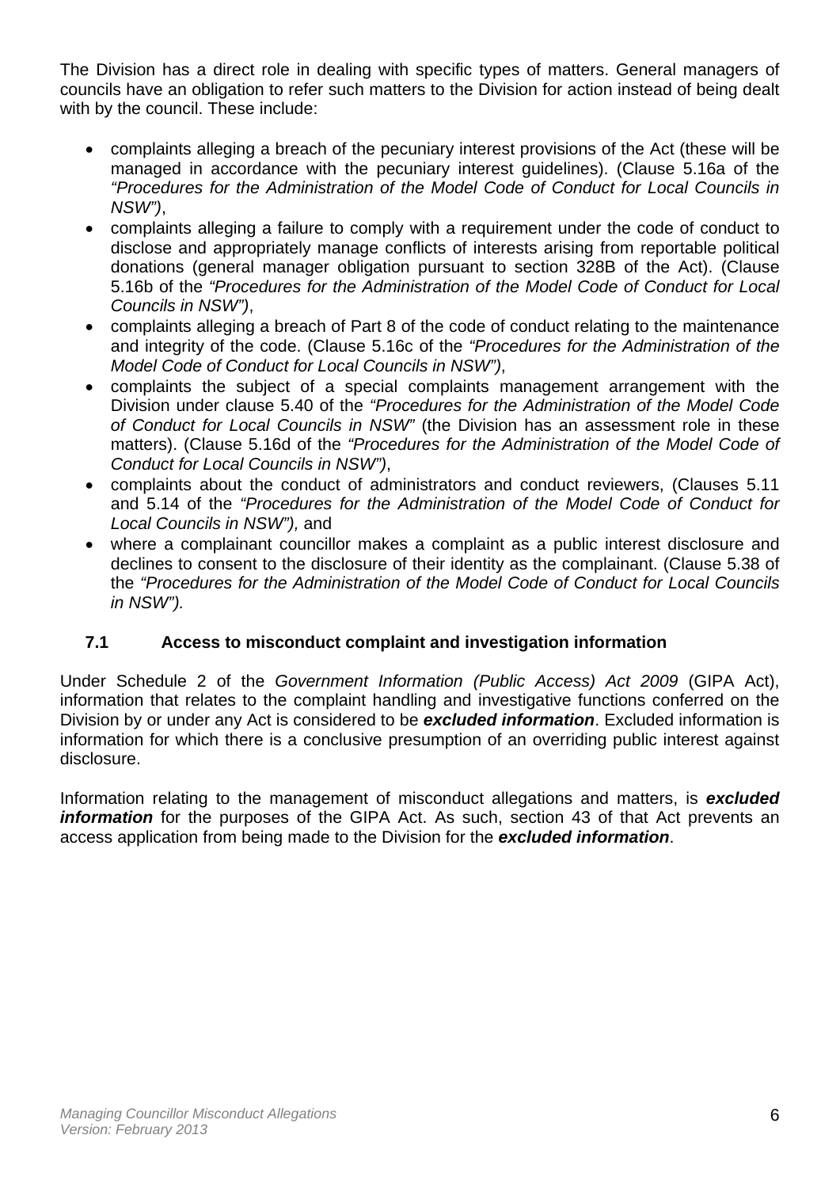The Division has a direct role in dealing with specific types of matters. General managers of councils have an obligation to refer such matters to the Division for action instead of being dealt with by the council. These include:

- complaints alleging a breach of the pecuniary interest provisions of the Act (these will be managed in accordance with the pecuniary interest guidelines). (Clause 5.16a of the *"Procedures for the Administration of the Model Code of Conduct for Local Councils in NSW")*,
- complaints alleging a failure to comply with a requirement under the code of conduct to disclose and appropriately manage conflicts of interests arising from reportable political donations (general manager obligation pursuant to section 328B of the Act). (Clause 5.16b of the *"Procedures for the Administration of the Model Code of Conduct for Local Councils in NSW")*,
- complaints alleging a breach of Part 8 of the code of conduct relating to the maintenance and integrity of the code. (Clause 5.16c of the *"Procedures for the Administration of the Model Code of Conduct for Local Councils in NSW")*,
- complaints the subject of a special complaints management arrangement with the Division under clause 5.40 of the *"Procedures for the Administration of the Model Code of Conduct for Local Councils in NSW"* (the Division has an assessment role in these matters). (Clause 5.16d of the *"Procedures for the Administration of the Model Code of Conduct for Local Councils in NSW")*,
- complaints about the conduct of administrators and conduct reviewers, (Clauses 5.11 and 5.14 of the *"Procedures for the Administration of the Model Code of Conduct for Local Councils in NSW"),* and
- where a complainant councillor makes a complaint as a public interest disclosure and declines to consent to the disclosure of their identity as the complainant. (Clause 5.38 of the *"Procedures for the Administration of the Model Code of Conduct for Local Councils in NSW").*

### 7.1 Access to misconduct complaint and investigation information

Under Schedule 2 of the *Government Information (Public Access) Act 2009* (GIPA Act), information that relates to the complaint handling and investigative functions conferred on the Division by or under any Act is considered to be ***excluded information***. Excluded information is information for which there is a conclusive presumption of an overriding public interest against disclosure.

Information relating to the management of misconduct allegations and matters, is ***excluded information*** for the purposes of the GIPA Act. As such, section 43 of that Act prevents an access application from being made to the Division for the ***excluded information***.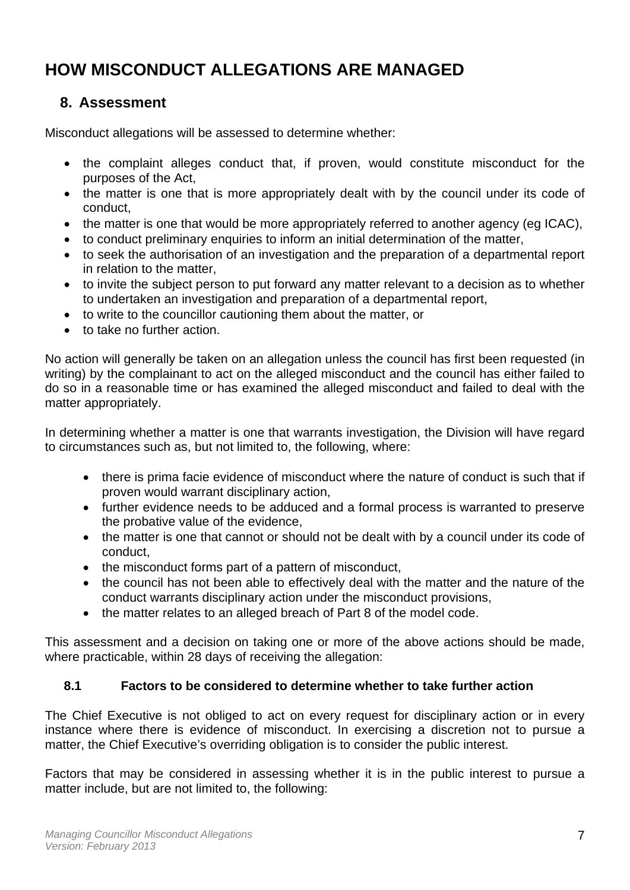# HOW MISCONDUCT ALLEGATIONS ARE MANAGED

## 8. Assessment

Misconduct allegations will be assessed to determine whether:

- the complaint alleges conduct that, if proven, would constitute misconduct for the purposes of the Act,
- the matter is one that is more appropriately dealt with by the council under its code of conduct,
- the matter is one that would be more appropriately referred to another agency (eg ICAC),
- to conduct preliminary enquiries to inform an initial determination of the matter,
- to seek the authorisation of an investigation and the preparation of a departmental report in relation to the matter,
- to invite the subject person to put forward any matter relevant to a decision as to whether to undertaken an investigation and preparation of a departmental report,
- to write to the councillor cautioning them about the matter, or
- to take no further action.

No action will generally be taken on an allegation unless the council has first been requested (in writing) by the complainant to act on the alleged misconduct and the council has either failed to do so in a reasonable time or has examined the alleged misconduct and failed to deal with the matter appropriately.

In determining whether a matter is one that warrants investigation, the Division will have regard to circumstances such as, but not limited to, the following, where:

- there is prima facie evidence of misconduct where the nature of conduct is such that if proven would warrant disciplinary action,
- further evidence needs to be adduced and a formal process is warranted to preserve the probative value of the evidence,
- the matter is one that cannot or should not be dealt with by a council under its code of conduct,
- the misconduct forms part of a pattern of misconduct,
- the council has not been able to effectively deal with the matter and the nature of the conduct warrants disciplinary action under the misconduct provisions,
- the matter relates to an alleged breach of Part 8 of the model code.

This assessment and a decision on taking one or more of the above actions should be made, where practicable, within 28 days of receiving the allegation:

### 8.1 Factors to be considered to determine whether to take further action

The Chief Executive is not obliged to act on every request for disciplinary action or in every instance where there is evidence of misconduct. In exercising a discretion not to pursue a matter, the Chief Executive's overriding obligation is to consider the public interest.

Factors that may be considered in assessing whether it is in the public interest to pursue a matter include, but are not limited to, the following: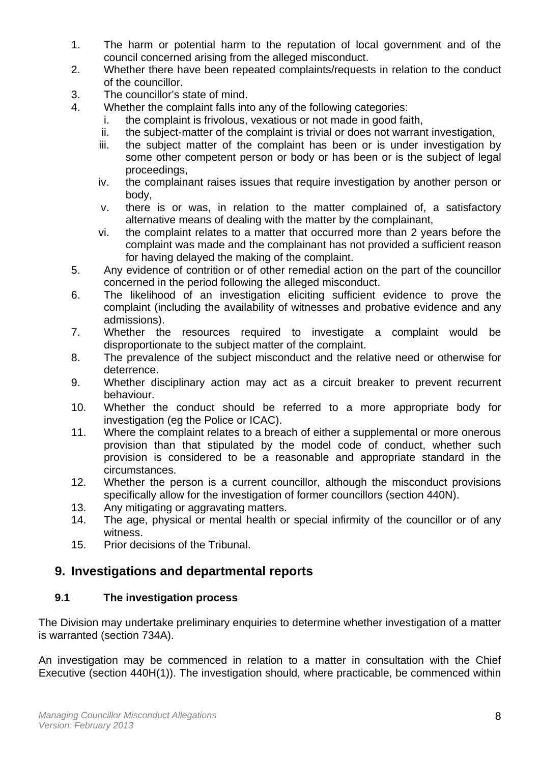1. The harm or potential harm to the reputation of local government and of the council concerned arising from the alleged misconduct.
2. Whether there have been repeated complaints/requests in relation to the conduct of the councillor.
3. The councillor's state of mind.
4. Whether the complaint falls into any of the following categories:
   i. the complaint is frivolous, vexatious or not made in good faith,
   ii. the subject-matter of the complaint is trivial or does not warrant investigation,
   iii. the subject matter of the complaint has been or is under investigation by some other competent person or body or has been or is the subject of legal proceedings,
   iv. the complainant raises issues that require investigation by another person or body,
   v. there is or was, in relation to the matter complained of, a satisfactory alternative means of dealing with the matter by the complainant,
   vi. the complaint relates to a matter that occurred more than 2 years before the complaint was made and the complainant has not provided a sufficient reason for having delayed the making of the complaint.
5. Any evidence of contrition or of other remedial action on the part of the councillor concerned in the period following the alleged misconduct.
6. The likelihood of an investigation eliciting sufficient evidence to prove the complaint (including the availability of witnesses and probative evidence and any admissions).
7. Whether the resources required to investigate a complaint would be disproportionate to the subject matter of the complaint.
8. The prevalence of the subject misconduct and the relative need or otherwise for deterrence.
9. Whether disciplinary action may act as a circuit breaker to prevent recurrent behaviour.
10. Whether the conduct should be referred to a more appropriate body for investigation (eg the Police or ICAC).
11. Where the complaint relates to a breach of either a supplemental or more onerous provision than that stipulated by the model code of conduct, whether such provision is considered to be a reasonable and appropriate standard in the circumstances.
12. Whether the person is a current councillor, although the misconduct provisions specifically allow for the investigation of former councillors (section 440N).
13. Any mitigating or aggravating matters.
14. The age, physical or mental health or special infirmity of the councillor or of any witness.
15. Prior decisions of the Tribunal.

## 9. Investigations and departmental reports

### 9.1 The investigation process

The Division may undertake preliminary enquiries to determine whether investigation of a matter is warranted (section 734A).

An investigation may be commenced in relation to a matter in consultation with the Chief Executive (section 440H(1)). The investigation should, where practicable, be commenced within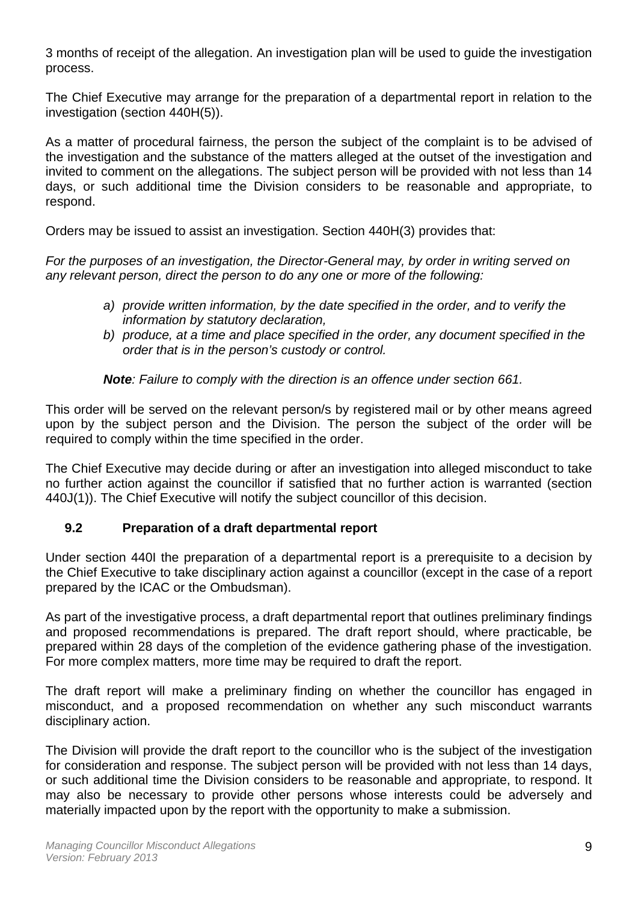3 months of receipt of the allegation. An investigation plan will be used to guide the investigation process.

The Chief Executive may arrange for the preparation of a departmental report in relation to the investigation (section 440H(5)).

As a matter of procedural fairness, the person the subject of the complaint is to be advised of the investigation and the substance of the matters alleged at the outset of the investigation and invited to comment on the allegations. The subject person will be provided with not less than 14 days, or such additional time the Division considers to be reasonable and appropriate, to respond.

Orders may be issued to assist an investigation. Section 440H(3) provides that:

*For the purposes of an investigation, the Director-General may, by order in writing served on any relevant person, direct the person to do any one or more of the following:*

> a) *provide written information, by the date specified in the order, and to verify the information by statutory declaration,*
> b) *produce, at a time and place specified in the order, any document specified in the order that is in the person's custody or control.*
>
> ***Note**: Failure to comply with the direction is an offence under section 661.*

This order will be served on the relevant person/s by registered mail or by other means agreed upon by the subject person and the Division. The person the subject of the order will be required to comply within the time specified in the order.

The Chief Executive may decide during or after an investigation into alleged misconduct to take no further action against the councillor if satisfied that no further action is warranted (section 440J(1)). The Chief Executive will notify the subject councillor of this decision.

### 9.2 Preparation of a draft departmental report

Under section 440I the preparation of a departmental report is a prerequisite to a decision by the Chief Executive to take disciplinary action against a councillor (except in the case of a report prepared by the ICAC or the Ombudsman).

As part of the investigative process, a draft departmental report that outlines preliminary findings and proposed recommendations is prepared. The draft report should, where practicable, be prepared within 28 days of the completion of the evidence gathering phase of the investigation. For more complex matters, more time may be required to draft the report.

The draft report will make a preliminary finding on whether the councillor has engaged in misconduct, and a proposed recommendation on whether any such misconduct warrants disciplinary action.

The Division will provide the draft report to the councillor who is the subject of the investigation for consideration and response. The subject person will be provided with not less than 14 days, or such additional time the Division considers to be reasonable and appropriate, to respond. It may also be necessary to provide other persons whose interests could be adversely and materially impacted upon by the report with the opportunity to make a submission.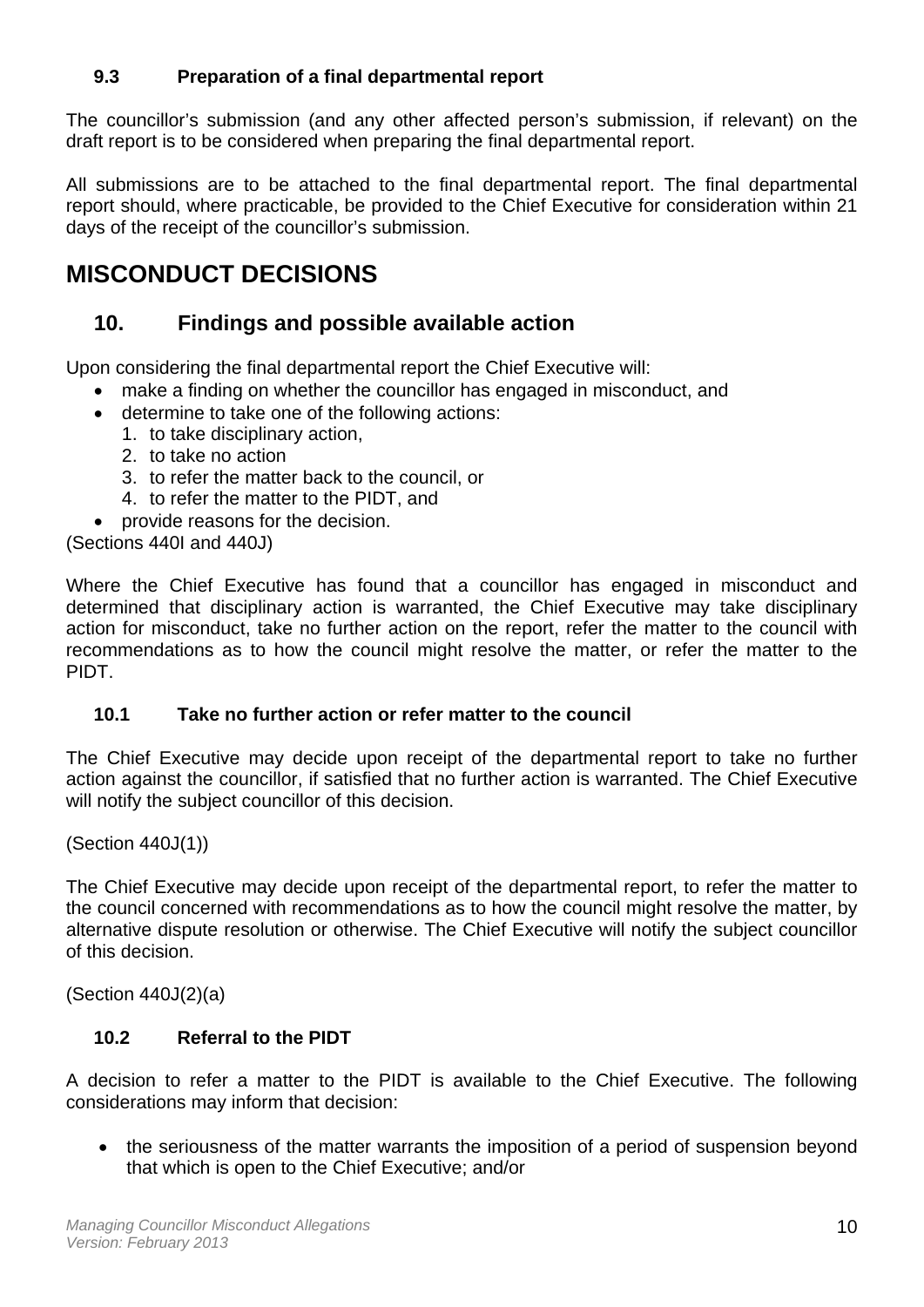### 9.3 Preparation of a final departmental report

The councillor's submission (and any other affected person's submission, if relevant) on the draft report is to be considered when preparing the final departmental report.

All submissions are to be attached to the final departmental report. The final departmental report should, where practicable, be provided to the Chief Executive for consideration within 21 days of the receipt of the councillor's submission.

# MISCONDUCT DECISIONS

## 10. Findings and possible available action

Upon considering the final departmental report the Chief Executive will:

- make a finding on whether the councillor has engaged in misconduct, and
- determine to take one of the following actions:
  1. to take disciplinary action,
  2. to take no action
  3. to refer the matter back to the council, or
  4. to refer the matter to the PIDT, and
- provide reasons for the decision.

(Sections 440I and 440J)

Where the Chief Executive has found that a councillor has engaged in misconduct and determined that disciplinary action is warranted, the Chief Executive may take disciplinary action for misconduct, take no further action on the report, refer the matter to the council with recommendations as to how the council might resolve the matter, or refer the matter to the PIDT.

### 10.1 Take no further action or refer matter to the council

The Chief Executive may decide upon receipt of the departmental report to take no further action against the councillor, if satisfied that no further action is warranted. The Chief Executive will notify the subject councillor of this decision.

(Section 440J(1))

The Chief Executive may decide upon receipt of the departmental report, to refer the matter to the council concerned with recommendations as to how the council might resolve the matter, by alternative dispute resolution or otherwise. The Chief Executive will notify the subject councillor of this decision.

(Section 440J(2)(a)

### 10.2 Referral to the PIDT

A decision to refer a matter to the PIDT is available to the Chief Executive. The following considerations may inform that decision:

- the seriousness of the matter warrants the imposition of a period of suspension beyond that which is open to the Chief Executive; and/or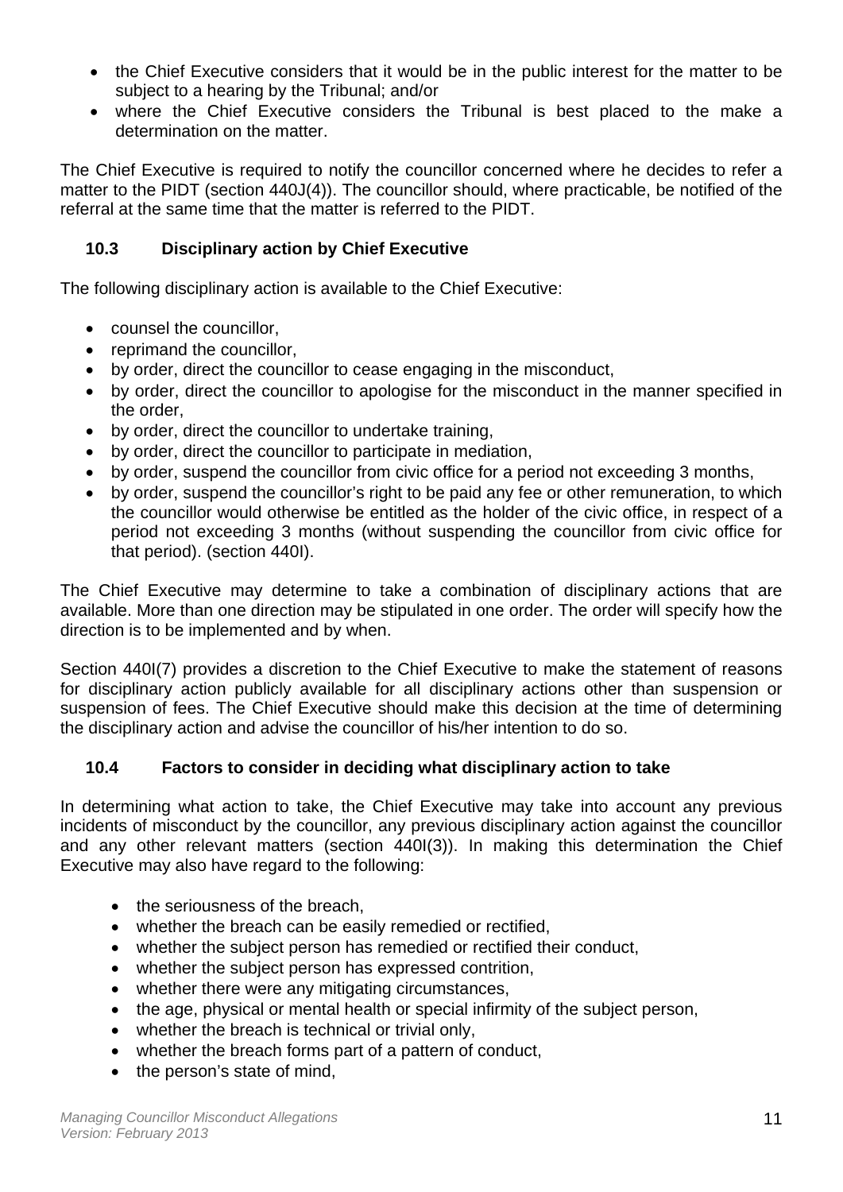- the Chief Executive considers that it would be in the public interest for the matter to be subject to a hearing by the Tribunal; and/or
- where the Chief Executive considers the Tribunal is best placed to the make a determination on the matter.

The Chief Executive is required to notify the councillor concerned where he decides to refer a matter to the PIDT (section 440J(4)). The councillor should, where practicable, be notified of the referral at the same time that the matter is referred to the PIDT.

### 10.3 Disciplinary action by Chief Executive

The following disciplinary action is available to the Chief Executive:

- counsel the councillor,
- reprimand the councillor,
- by order, direct the councillor to cease engaging in the misconduct,
- by order, direct the councillor to apologise for the misconduct in the manner specified in the order,
- by order, direct the councillor to undertake training,
- by order, direct the councillor to participate in mediation,
- by order, suspend the councillor from civic office for a period not exceeding 3 months,
- by order, suspend the councillor's right to be paid any fee or other remuneration, to which the councillor would otherwise be entitled as the holder of the civic office, in respect of a period not exceeding 3 months (without suspending the councillor from civic office for that period). (section 440I).

The Chief Executive may determine to take a combination of disciplinary actions that are available. More than one direction may be stipulated in one order. The order will specify how the direction is to be implemented and by when.

Section 440I(7) provides a discretion to the Chief Executive to make the statement of reasons for disciplinary action publicly available for all disciplinary actions other than suspension or suspension of fees. The Chief Executive should make this decision at the time of determining the disciplinary action and advise the councillor of his/her intention to do so.

### 10.4 Factors to consider in deciding what disciplinary action to take

In determining what action to take, the Chief Executive may take into account any previous incidents of misconduct by the councillor, any previous disciplinary action against the councillor and any other relevant matters (section 440I(3)). In making this determination the Chief Executive may also have regard to the following:

- the seriousness of the breach,
- whether the breach can be easily remedied or rectified,
- whether the subject person has remedied or rectified their conduct,
- whether the subject person has expressed contrition,
- whether there were any mitigating circumstances,
- the age, physical or mental health or special infirmity of the subject person,
- whether the breach is technical or trivial only,
- whether the breach forms part of a pattern of conduct,
- the person's state of mind,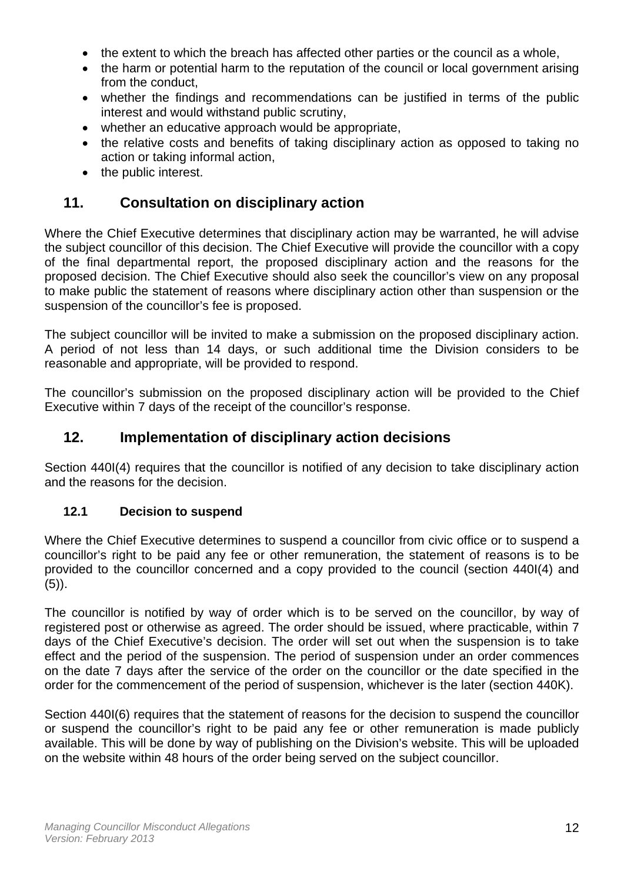- the extent to which the breach has affected other parties or the council as a whole,
- the harm or potential harm to the reputation of the council or local government arising from the conduct,
- whether the findings and recommendations can be justified in terms of the public interest and would withstand public scrutiny,
- whether an educative approach would be appropriate,
- the relative costs and benefits of taking disciplinary action as opposed to taking no action or taking informal action,
- the public interest.

## 11. Consultation on disciplinary action

Where the Chief Executive determines that disciplinary action may be warranted, he will advise the subject councillor of this decision. The Chief Executive will provide the councillor with a copy of the final departmental report, the proposed disciplinary action and the reasons for the proposed decision. The Chief Executive should also seek the councillor's view on any proposal to make public the statement of reasons where disciplinary action other than suspension or the suspension of the councillor's fee is proposed.

The subject councillor will be invited to make a submission on the proposed disciplinary action. A period of not less than 14 days, or such additional time the Division considers to be reasonable and appropriate, will be provided to respond.

The councillor's submission on the proposed disciplinary action will be provided to the Chief Executive within 7 days of the receipt of the councillor's response.

## 12. Implementation of disciplinary action decisions

Section 440I(4) requires that the councillor is notified of any decision to take disciplinary action and the reasons for the decision.

### 12.1 Decision to suspend

Where the Chief Executive determines to suspend a councillor from civic office or to suspend a councillor's right to be paid any fee or other remuneration, the statement of reasons is to be provided to the councillor concerned and a copy provided to the council (section 440I(4) and (5)).

The councillor is notified by way of order which is to be served on the councillor, by way of registered post or otherwise as agreed. The order should be issued, where practicable, within 7 days of the Chief Executive's decision. The order will set out when the suspension is to take effect and the period of the suspension. The period of suspension under an order commences on the date 7 days after the service of the order on the councillor or the date specified in the order for the commencement of the period of suspension, whichever is the later (section 440K).

Section 440I(6) requires that the statement of reasons for the decision to suspend the councillor or suspend the councillor's right to be paid any fee or other remuneration is made publicly available. This will be done by way of publishing on the Division's website. This will be uploaded on the website within 48 hours of the order being served on the subject councillor.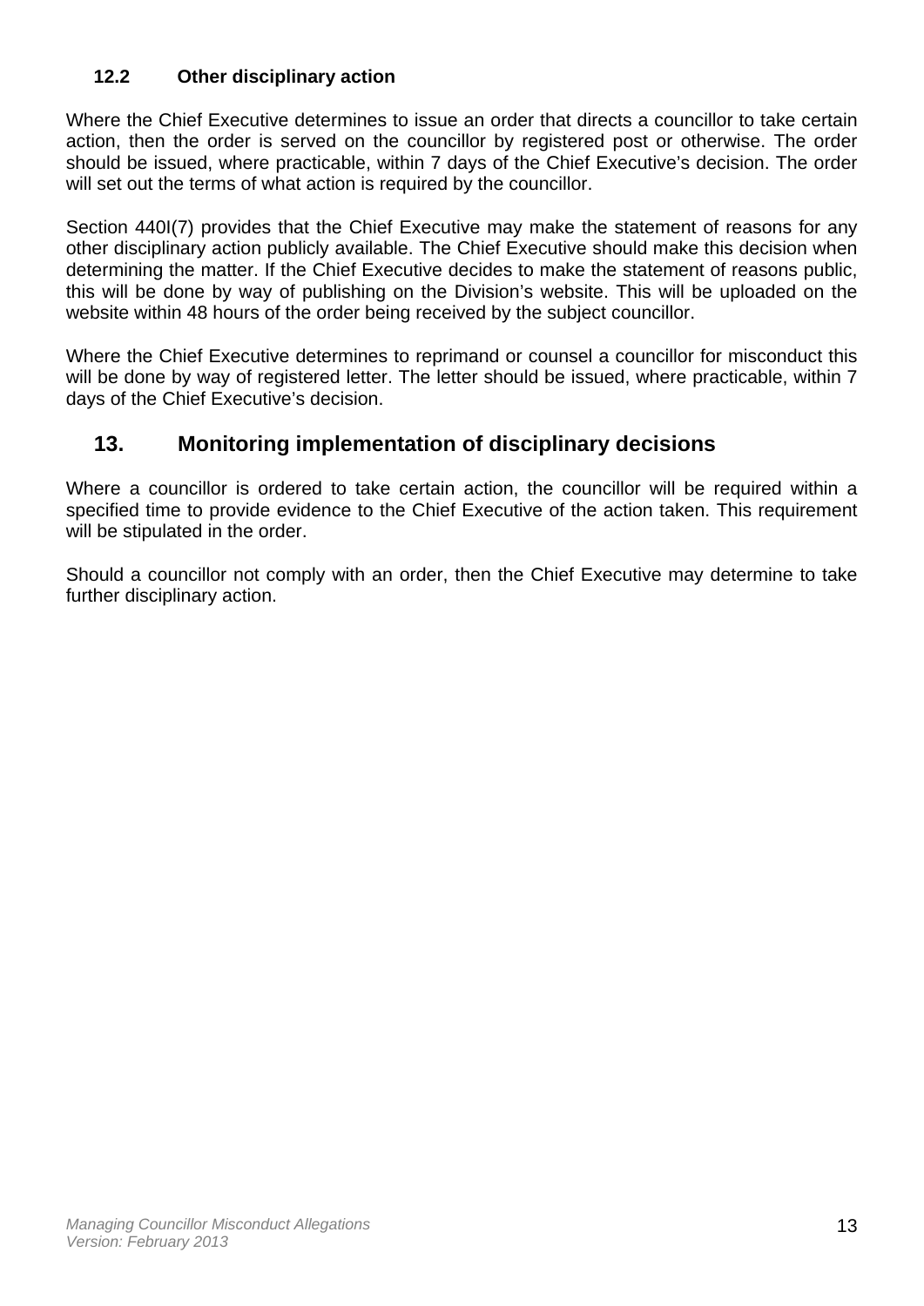### 12.2 Other disciplinary action

Where the Chief Executive determines to issue an order that directs a councillor to take certain action, then the order is served on the councillor by registered post or otherwise. The order should be issued, where practicable, within 7 days of the Chief Executive's decision. The order will set out the terms of what action is required by the councillor.

Section 440I(7) provides that the Chief Executive may make the statement of reasons for any other disciplinary action publicly available. The Chief Executive should make this decision when determining the matter. If the Chief Executive decides to make the statement of reasons public, this will be done by way of publishing on the Division's website. This will be uploaded on the website within 48 hours of the order being received by the subject councillor.

Where the Chief Executive determines to reprimand or counsel a councillor for misconduct this will be done by way of registered letter. The letter should be issued, where practicable, within 7 days of the Chief Executive's decision.

## 13. Monitoring implementation of disciplinary decisions

Where a councillor is ordered to take certain action, the councillor will be required within a specified time to provide evidence to the Chief Executive of the action taken. This requirement will be stipulated in the order.

Should a councillor not comply with an order, then the Chief Executive may determine to take further disciplinary action.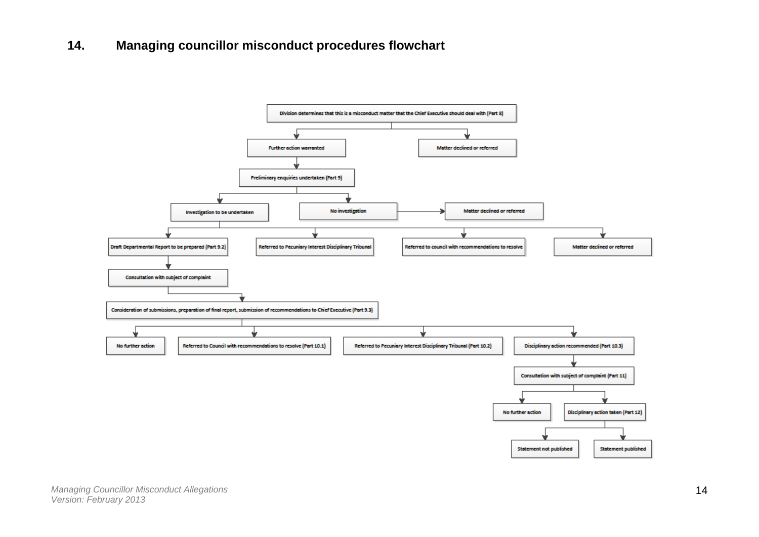## 14. Managing councillor misconduct procedures flowchart

Division determines that this is a misconduct matter that the Chief Executive should deal with (Part 8)

Further action warranted

Matter declined or referred

Preliminary enquiries undertaken (Part 9)

Investigation to be undertaken

No investigation

Matter declined or referred

Draft Departmental Report to be prepared (Part 9.2)

Referred to Pecuniary Interest Disciplinary Tribunal

Referred to council with recommendations to resolve

Matter declined or referred

Consultation with subject of complaint

Consideration of submissions, preparation of final report, submission of recommendations to Chief Executive (Part 9.3)

No further action

Referred to Council with recommendations to resolve (Part 10.1)

Referred to Pecuniary Interest Disciplinary Tribunal (Part 10.2)

Disciplinary action recommended (Part 10.3)

Consultation with subject of complaint (Part 11)

No further action

Disciplinary action taken (Part 12)

Statement not published

Statement published